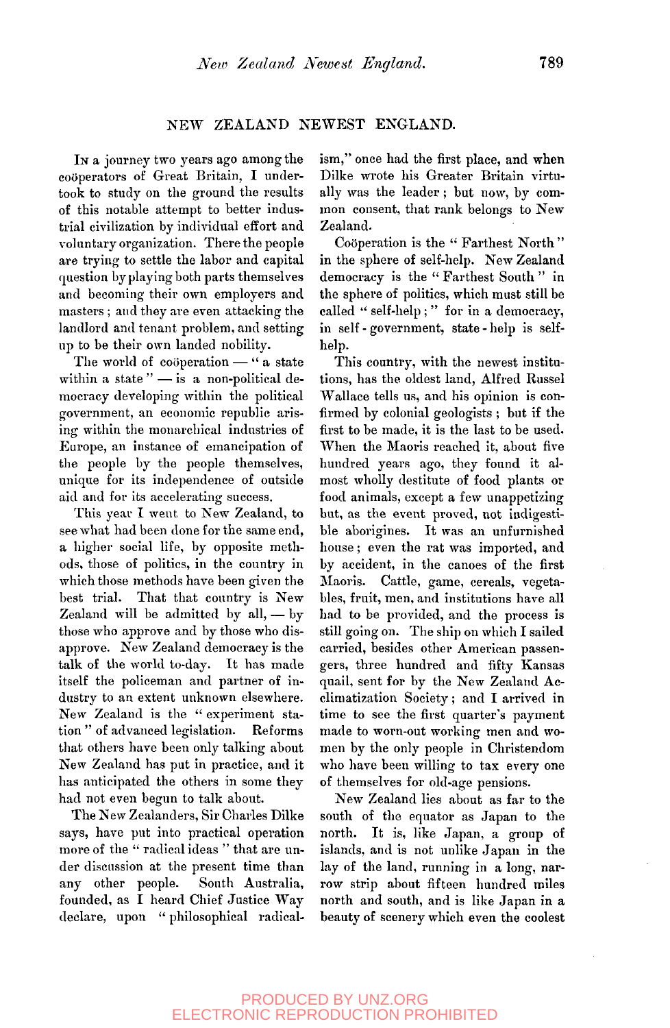# NEW ZEALAND NEWEST ENGLAND.

In a journey two years ago among the coöperators of Great Britain, I undertook to study on the ground the results of this notable attempt to better industrial civilization by individual effort and voluntary organization. There the people are trying to settle the labor and capital question by playing both parts themselves and becoming their own employers and masters; and they are even attacking the landlord and tenant problem, and setting up to be their own landed nobility.

The world of coöperation — "a state within a state" — is a non-political democracy developing within the political government, an economic republic arising within the monarchical industries of Europe, an instance of emancipation of the people by the people themselves, unique for its independence of outside aid and for its accelerating success.

This year I went to New Zealand, to see what had been done for the same end, a higher social life, by opposite methods, those of politics, in the country in which those methods have been given the best trial. That that country is New Zealand will be admitted by all, — by those who approve and by those who disapprove. New Zealand democracy is the talk of the world to-day. It has made itself the policeman and partner of industry to an extent unknown elsewhere. New Zealand is the "experiment station" of advanced legislation. Reforms that others have been only talking about New Zealand has put in practice, and it has anticipated the others in some they had not even begun to talk about.

The New Zealanders, Sir Charles Dilke says, have put into practical operation more of the "radical ideas" that are under discussion at the present time than any other people. South Australia, founded, as I heard Chief Justice Way declare, upon "philosophical radicalism," once had the first place, and when Dilke wrote his Greater Britain virtually was the leader; but now, by common consent, that rank belongs to New Zealand.

Coöperation is the "Farthest North" in the sphere of self-help. New Zealand democracy is the "Farthest South" in the sphere of politics, which must still be called "self-help;" for in a democracy, in self-government, state-help is self-help.

This country, with the newest institutions, has the oldest land, Alfred Russel Wallace tells us, and his opinion is confirmed by colonial geologists; but if the first to be made, it is the last to be used. When the Maoris reached it, about five hundred years ago, they found it almost wholly destitute of food plants or food animals, except a few unappetizing but, as the event proved, not indigestible aborigines. It was an unfurnished house; even the rat was imported, and by accident, in the canoes of the first Maoris. Cattle, game, cereals, vegetables, fruit, men, and institutions have all had to be provided, and the process is still going on. The ship on which I sailed carried, besides other American passengers, three hundred and fifty Kansas quail, sent for by the New Zealand Acclimatization Society; and I arrived in time to see the first quarter's payment made to worn-out working men and women by the only people in Christendom who have been willing to tax every one of themselves for old-age pensions.

New Zealand lies about as far to the south of the equator as Japan to the north. It is, like Japan, a group of islands, and is not unlike Japan in the lay of the land, running in a long, narrow strip about fifteen hundred miles north and south, and is like Japan in a beauty of scenery which even the coolest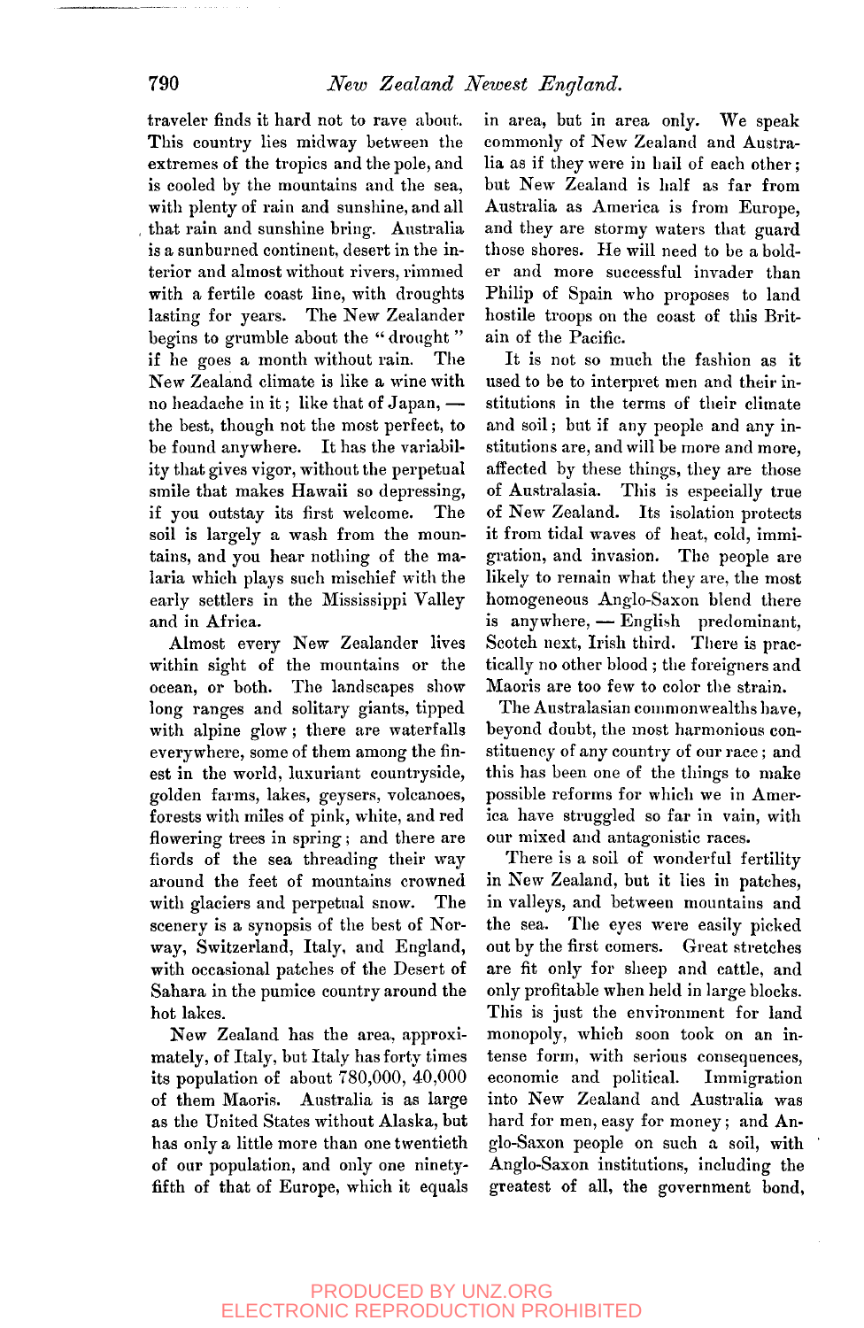traveler finds it hard not to rave about. This country lies midway between the extremes of the tropics and the pole, and is cooled by the mountains and the sea, with plenty of rain and sunshine, and all that rain and sunshine bring. Australia is a sunburned continent, desert in the interior and almost without rivers, rimmed with a fertile coast line, with droughts lasting for years. The New Zealander begins to grumble about the "drought" if he goes a month without rain. The New Zealand climate is like a wine with no headache in it; like that of Japan, — the best, though not the most perfect, to be found anywhere. It has the variability that gives vigor, without the perpetual smile that makes Hawaii so depressing, if you outstay its first welcome. The soil is largely a wash from the mountains, and you hear nothing of the malaria which plays such mischief with the early settlers in the Mississippi Valley and in Africa.

Almost every New Zealander lives within sight of the mountains or the ocean, or both. The landscapes show long ranges and solitary giants, tipped with alpine glow; there are waterfalls everywhere, some of them among the finest in the world, luxuriant countryside, golden farms, lakes, geysers, volcanoes, forests with miles of pink, white, and red flowering trees in spring; and there are fiords of the sea threading their way around the feet of mountains crowned with glaciers and perpetual snow. The scenery is a synopsis of the best of Norway, Switzerland, Italy, and England, with occasional patches of the Desert of Sahara in the pumice country around the hot lakes.

New Zealand has the area, approximately, of Italy, but Italy has forty times its population of about 780,000, 40,000 of them Maoris. Australia is as large as the United States without Alaska, but has only a little more than one twentieth of our population, and only one ninety-fifth of that of Europe, which it equals in area, but in area only. We speak commonly of New Zealand and Australia as if they were in hail of each other; but New Zealand is half as far from Australia as America is from Europe, and they are stormy waters that guard those shores. He will need to be a bolder and more successful invader than Philip of Spain who proposes to land hostile troops on the coast of this Britain of the Pacific.

It is not so much the fashion as it used to be to interpret men and their institutions in the terms of their climate and soil; but if any people and any institutions are, and will be more and more, affected by these things, they are those of Australasia. This is especially true of New Zealand. Its isolation protects it from tidal waves of heat, cold, immigration, and invasion. The people are likely to remain what they are, the most homogeneous Anglo-Saxon blend there is anywhere, — English predominant, Scotch next, Irish third. There is practically no other blood; the foreigners and Maoris are too few to color the strain.

The Australasian commonwealths have, beyond doubt, the most harmonious constituency of any country of our race; and this has been one of the things to make possible reforms for which we in America have struggled so far in vain, with our mixed and antagonistic races.

There is a soil of wonderful fertility in New Zealand, but it lies in patches, in valleys, and between mountains and the sea. The eyes were easily picked out by the first comers. Great stretches are fit only for sheep and cattle, and only profitable when held in large blocks. This is just the environment for land monopoly, which soon took on an intense form, with serious consequences, economic and political. Immigration into New Zealand and Australia was hard for men, easy for money; and Anglo-Saxon people on such a soil, with Anglo-Saxon institutions, including the greatest of all, the government bond,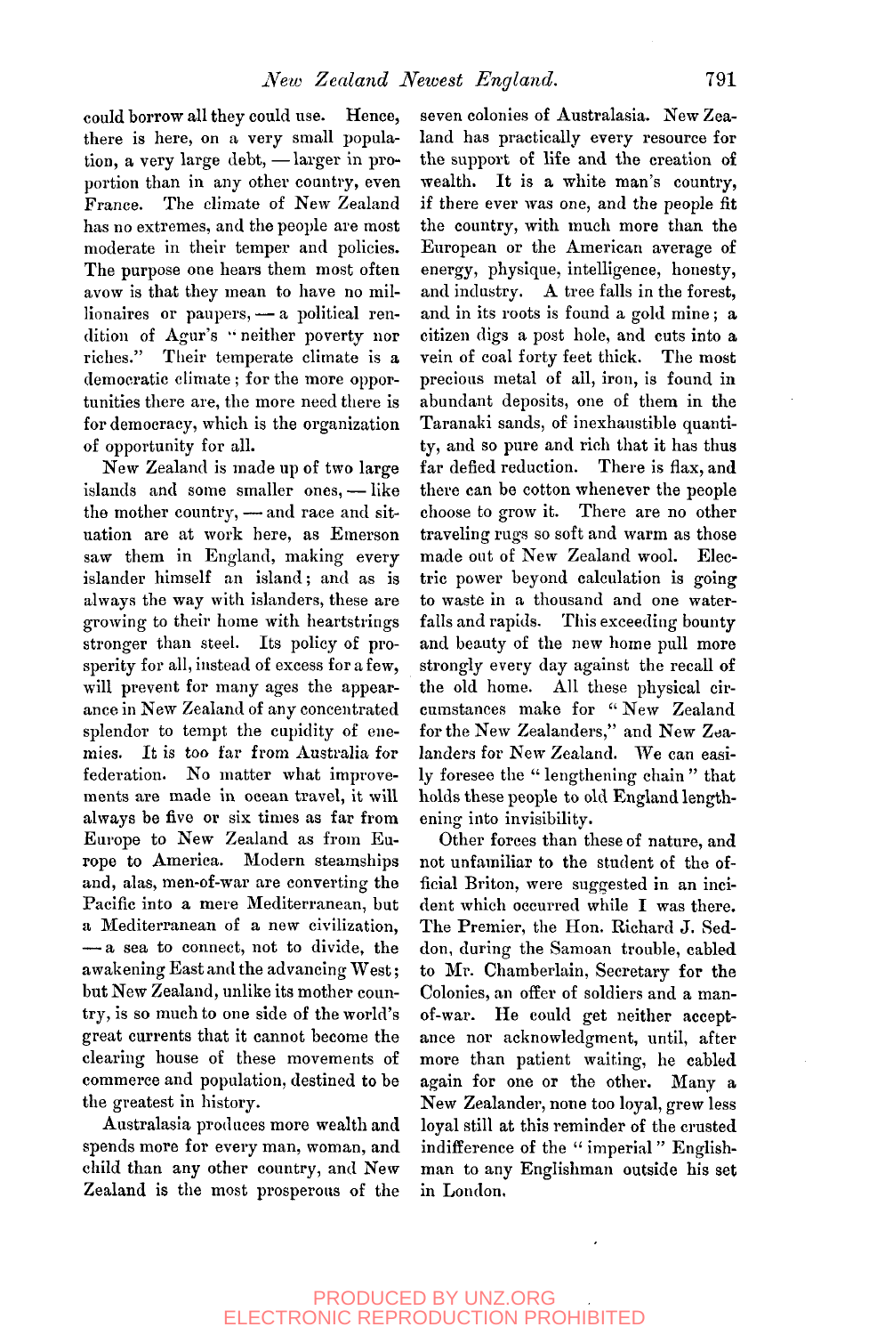could borrow all they could use. Hence, there is here, on a very small population, a very large debt, — larger in proportion than in any other country, even France. The climate of New Zealand has no extremes, and the people are most moderate in their temper and policies. The purpose one hears them most often avow is that they mean to have no millionaires or paupers, — a political rendition of Agur's "neither poverty nor riches." Their temperate climate is a democratic climate; for the more opportunities there are, the more need there is for democracy, which is the organization of opportunity for all.

New Zealand is made up of two large islands and some smaller ones, — like the mother country, — and race and situation are at work here, as Emerson saw them in England, making every islander himself an island; and as is always the way with islanders, these are growing to their home with heartstrings stronger than steel. Its policy of prosperity for all, instead of excess for a few, will prevent for many ages the appearance in New Zealand of any concentrated splendor to tempt the cupidity of enemies. It is too far from Australia for federation. No matter what improvements are made in ocean travel, it will always be five or six times as far from Europe to New Zealand as from Europe to America. Modern steamships and, alas, men-of-war are converting the Pacific into a mere Mediterranean, but a Mediterranean of a new civilization, — a sea to connect, not to divide, the awakening East and the advancing West; but New Zealand, unlike its mother country, is so much to one side of the world's great currents that it cannot become the clearing house of these movements of commerce and population, destined to be the greatest in history.

Australasia produces more wealth and spends more for every man, woman, and child than any other country, and New Zealand is the most prosperous of the seven colonies of Australasia. New Zealand has practically every resource for the support of life and the creation of wealth. It is a white man's country, if there ever was one, and the people fit the country, with much more than the European or the American average of energy, physique, intelligence, honesty, and industry. A tree falls in the forest, and in its roots is found a gold mine; a citizen digs a post hole, and cuts into a vein of coal forty feet thick. The most precious metal of all, iron, is found in abundant deposits, one of them in the Taranaki sands, of inexhaustible quantity, and so pure and rich that it has thus far defied reduction. There is flax, and there can be cotton whenever the people choose to grow it. There are no other traveling rugs so soft and warm as those made out of New Zealand wool. Electric power beyond calculation is going to waste in a thousand and one waterfalls and rapids. This exceeding bounty and beauty of the new home pull more strongly every day against the recall of the old home. All these physical circumstances make for "New Zealand for the New Zealanders," and New Zealanders for New Zealand. We can easily foresee the "lengthening chain" that holds these people to old England lengthening into invisibility.

Other forces than these of nature, and not unfamiliar to the student of the official Briton, were suggested in an incident which occurred while I was there. The Premier, the Hon. Richard J. Seddon, during the Samoan trouble, cabled to Mr. Chamberlain, Secretary for the Colonies, an offer of soldiers and a man-of-war. He could get neither acceptance nor acknowledgment, until, after more than patient waiting, he cabled again for one or the other. Many a New Zealander, none too loyal, grew less loyal still at this reminder of the crusted indifference of the "imperial" Englishman to any Englishman outside his set in London.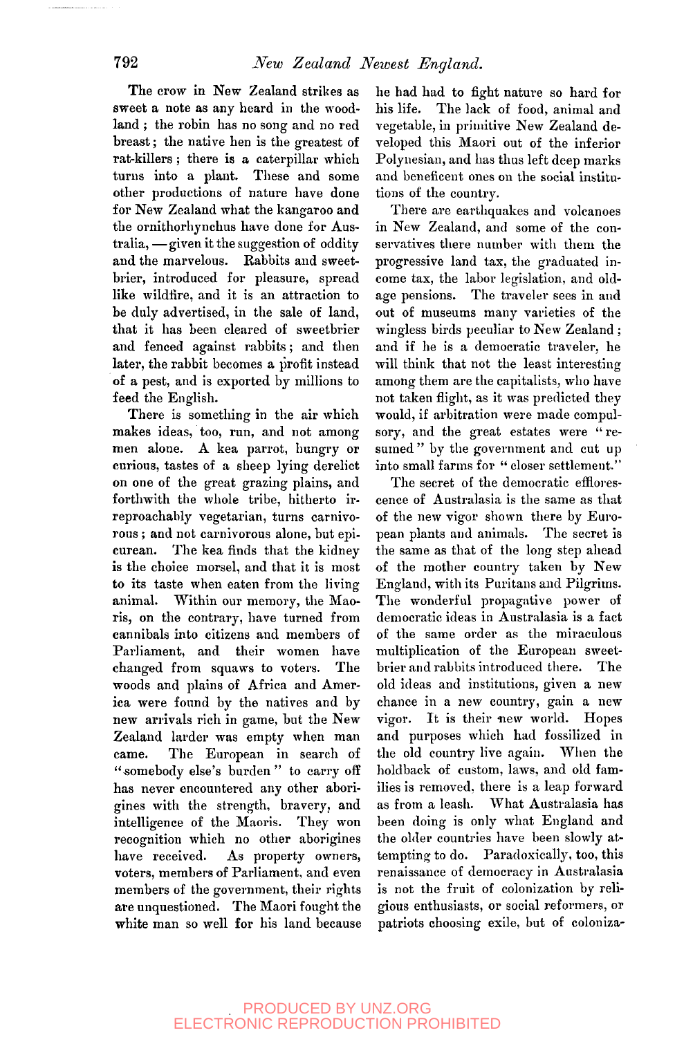The crow in New Zealand strikes as sweet a note as any heard in the woodland; the robin has no song and no red breast; the native hen is the greatest of rat-killers; there is a caterpillar which turns into a plant. These and some other productions of nature have done for New Zealand what the kangaroo and the ornithorhynchus have done for Australia, —given it the suggestion of oddity and the marvelous. Rabbits and sweetbrier, introduced for pleasure, spread like wildfire, and it is an attraction to be duly advertised, in the sale of land, that it has been cleared of sweetbrier and fenced against rabbits; and then later, the rabbit becomes a profit instead of a pest, and is exported by millions to feed the English.

There is something in the air which makes ideas, too, run, and not among men alone. A kea parrot, hungry or curious, tastes of a sheep lying derelict on one of the great grazing plains, and forthwith the whole tribe, hitherto irreproachably vegetarian, turns carnivorous; and not carnivorous alone, but epicurean. The kea finds that the kidney is the choice morsel, and that it is most to its taste when eaten from the living animal. Within our memory, the Maoris, on the contrary, have turned from cannibals into citizens and members of Parliament, and their women have changed from squaws to voters. The woods and plains of Africa and America were found by the natives and by new arrivals rich in game, but the New Zealand larder was empty when man came. The European in search of "somebody else's burden" to carry off has never encountered any other aborigines with the strength, bravery, and intelligence of the Maoris. They won recognition which no other aborigines have received. As property owners, voters, members of Parliament, and even members of the government, their rights are unquestioned. The Maori fought the white man so well for his land because he had had to fight nature so hard for his life. The lack of food, animal and vegetable, in primitive New Zealand developed this Maori out of the inferior Polynesian, and has thus left deep marks and beneficent ones on the social institutions of the country.

There are earthquakes and volcanoes in New Zealand, and some of the conservatives there number with them the progressive land tax, the graduated income tax, the labor legislation, and old-age pensions. The traveler sees in and out of museums many varieties of the wingless birds peculiar to New Zealand; and if he is a democratic traveler, he will think that not the least interesting among them are the capitalists, who have not taken flight, as it was predicted they would, if arbitration were made compulsory, and the great estates were "resumed" by the government and cut up into small farms for "closer settlement."

The secret of the democratic efflorescence of Australasia is the same as that of the new vigor shown there by European plants and animals. The secret is the same as that of the long step ahead of the mother country taken by New England, with its Puritans and Pilgrims. The wonderful propagative power of democratic ideas in Australasia is a fact of the same order as the miraculous multiplication of the European sweetbrier and rabbits introduced there. The old ideas and institutions, given a new chance in a new country, gain a new vigor. It is their new world. Hopes and purposes which had fossilized in the old country live again. When the holdback of custom, laws, and old families is removed, there is a leap forward as from a leash. What Australasia has been doing is only what England and the older countries have been slowly attempting to do. Paradoxically, too, this renaissance of democracy in Australasia is not the fruit of colonization by religious enthusiasts, or social reformers, or patriots choosing exile, but of coloniza-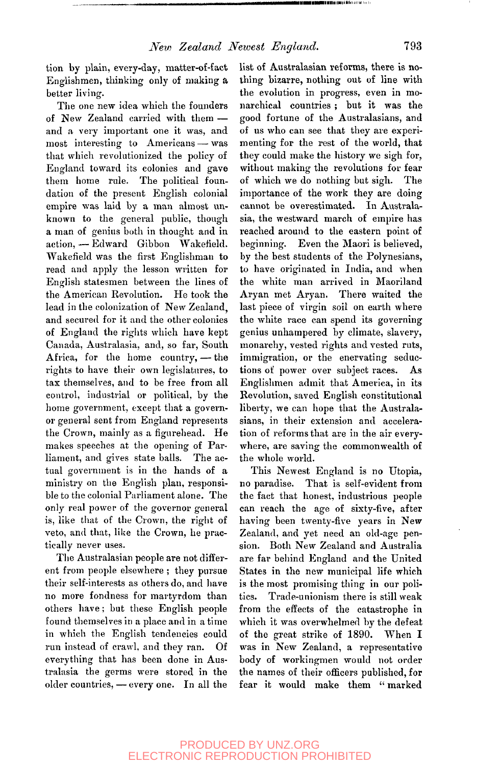tion by plain, every-day, matter-of-fact Englishmen, thinking only of making a better living.

The one new idea which the founders of New Zealand carried with them — and a very important one it was, and most interesting to Americans — was that which revolutionized the policy of England toward its colonies and gave them home rule. The political foundation of the present English colonial empire was laid by a man almost unknown to the general public, though a man of genius both in thought and in action, — Edward Gibbon Wakefield. Wakefield was the first Englishman to read and apply the lesson written for English statesmen between the lines of the American Revolution. He took the lead in the colonization of New Zealand, and secured for it and the other colonies of England the rights which have kept Canada, Australasia, and, so far, South Africa, for the home country, — the rights to have their own legislatures, to tax themselves, and to be free from all control, industrial or political, by the home government, except that a governor general sent from England represents the Crown, mainly as a figurehead. He makes speeches at the opening of Parliament, and gives state balls. The actual government is in the hands of a ministry on the English plan, responsible to the colonial Parliament alone. The only real power of the governor general is, like that of the Crown, the right of veto, and that, like the Crown, he practically never uses.

The Australasian people are not different from people elsewhere; they pursue their self-interests as others do, and have no more fondness for martyrdom than others have; but these English people found themselves in a place and in a time in which the English tendencies could run instead of crawl, and they ran. Of everything that has been done in Australasia the germs were stored in the older countries, — every one. In all the list of Australasian reforms, there is nothing bizarre, nothing out of line with the evolution in progress, even in monarchical countries; but it was the good fortune of the Australasians, and of us who can see that they are experimenting for the rest of the world, that they could make the history we sigh for, without making the revolutions for fear of which we do nothing but sigh. The importance of the work they are doing cannot be overestimated. In Australasia, the westward march of empire has reached around to the eastern point of beginning. Even the Maori is believed, by the best students of the Polynesians, to have originated in India, and when the white man arrived in Maoriland Aryan met Aryan. There waited the last piece of virgin soil on earth where the white race can spend its governing genius unhampered by climate, slavery, monarchy, vested rights and vested ruts, immigration, or the enervating seductions of power over subject races. As Englishmen admit that America, in its Revolution, saved English constitutional liberty, we can hope that the Australasians, in their extension and acceleration of reforms that are in the air everywhere, are saving the commonwealth of the whole world.

This Newest England is no Utopia, no paradise. That is self-evident from the fact that honest, industrious people can reach the age of sixty-five, after having been twenty-five years in New Zealand, and yet need an old-age pension. Both New Zealand and Australia are far behind England and the United States in the new municipal life which is the most promising thing in our politics. Trade-unionism there is still weak from the effects of the catastrophe in which it was overwhelmed by the defeat of the great strike of 1890. When I was in New Zealand, a representative body of workingmen would not order the names of their officers published, for fear it would make them "marked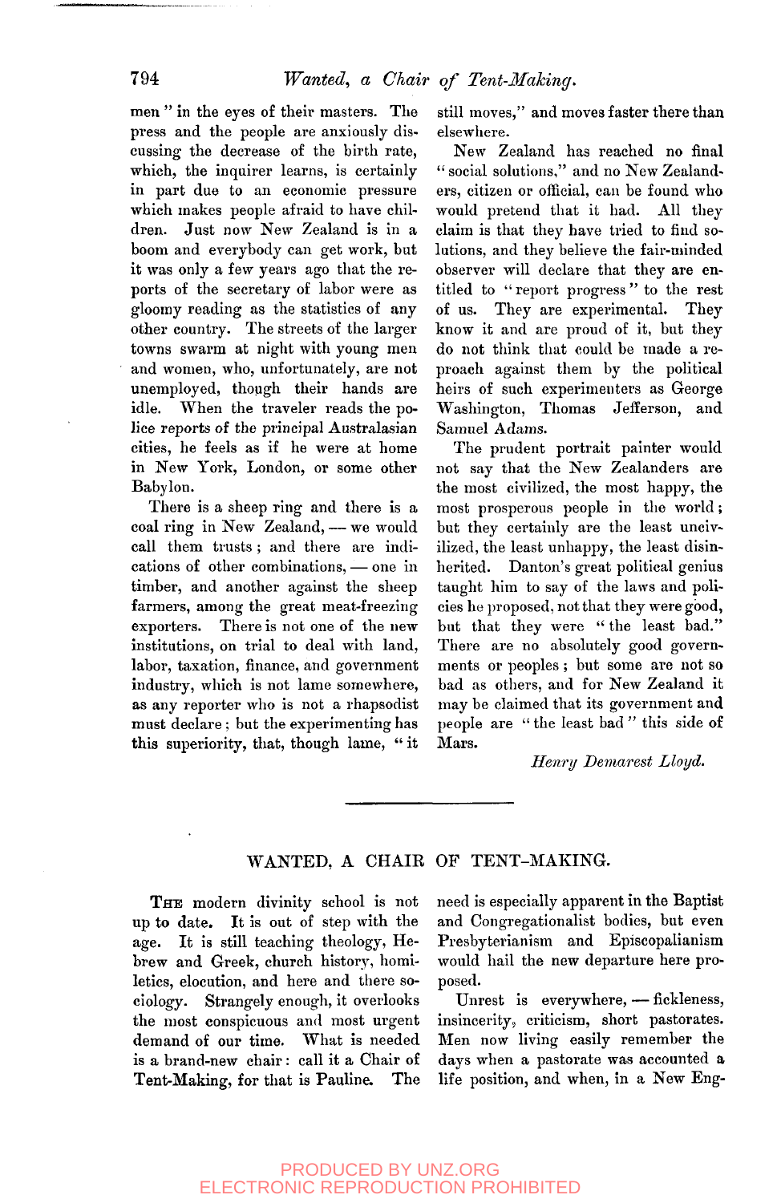men" in the eyes of their masters. The press and the people are anxiously discussing the decrease of the birth rate, which, the inquirer learns, is certainly in part due to an economic pressure which makes people afraid to have children. Just now New Zealand is in a boom and everybody can get work, but it was only a few years ago that the reports of the secretary of labor were as gloomy reading as the statistics of any other country. The streets of the larger towns swarm at night with young men and women, who, unfortunately, are not unemployed, though their hands are idle. When the traveler reads the police reports of the principal Australasian cities, he feels as if he were at home in New York, London, or some other Babylon.

There is a sheep ring and there is a coal ring in New Zealand, — we would call them trusts; and there are indications of other combinations, — one in timber, and another against the sheep farmers, among the great meat-freezing exporters. There is not one of the new institutions, on trial to deal with land, labor, taxation, finance, and government industry, which is not lame somewhere, as any reporter who is not a rhapsodist must declare; but the experimenting has this superiority, that, though lame, "it still moves," and moves faster there than elsewhere.

New Zealand has reached no final "social solutions," and no New Zealanders, citizen or official, can be found who would pretend that it had. All they claim is that they have tried to find solutions, and they believe the fair-minded observer will declare that they are entitled to "report progress" to the rest of us. They are experimental. They know it and are proud of it, but they do not think that could be made a reproach against them by the political heirs of such experimenters as George Washington, Thomas Jefferson, and Samuel Adams.

The prudent portrait painter would not say that the New Zealanders are the most civilized, the most happy, the most prosperous people in the world; but they certainly are the least uncivilized, the least unhappy, the least disinherited. Danton's great political genius taught him to say of the laws and policies he proposed, not that they were good, but that they were "the least bad." There are no absolutely good governments or peoples; but some are not so bad as others, and for New Zealand it may be claimed that its government and people are "the least bad" this side of Mars.

*Henry Demarest Lloyd.*

---

## WANTED, A CHAIR OF TENT-MAKING.

The modern divinity school is not up to date. It is out of step with the age. It is still teaching theology, Hebrew and Greek, church history, homiletics, elocution, and here and there sociology. Strangely enough, it overlooks the most conspicuous and most urgent demand of our time. What is needed is a brand-new chair: call it a Chair of Tent-Making, for that is Pauline. The need is especially apparent in the Baptist and Congregationalist bodies, but even Presbyterianism and Episcopalianism would hail the new departure here proposed.

Unrest is everywhere, — fickleness, insincerity, criticism, short pastorates. Men now living easily remember the days when a pastorate was accounted a life position, and when, in a New Eng-